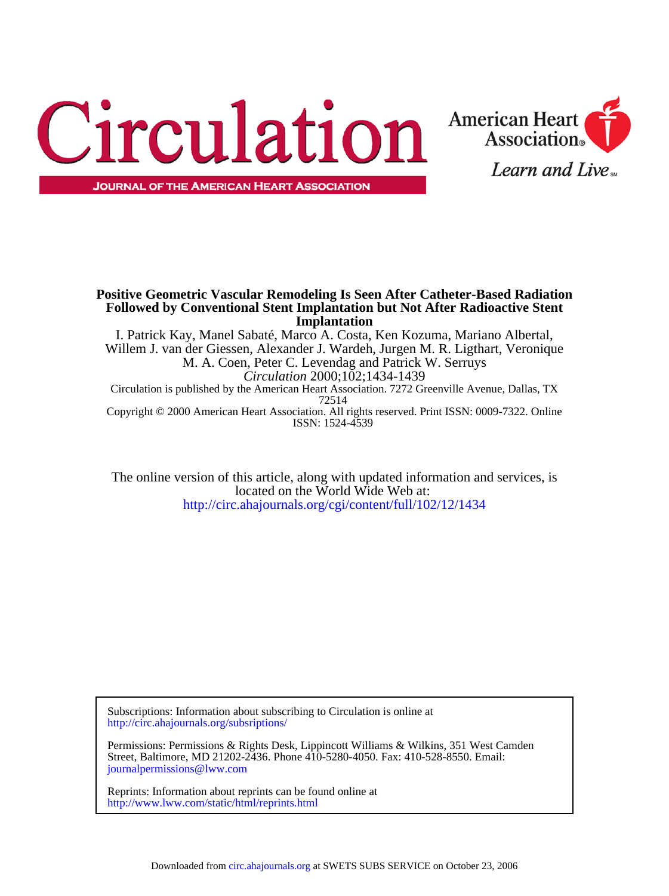# Positive Geometric Vascular Remodeling Is Seen After Catheter-Based Radiation Followed by Conventional Stent Implantation but Not After Radioactive Stent Implantation

I. Patrick Kay, Manel Sabaté, Marco A. Costa, Ken Kozuma, Mariano Albertal, Willem J. van der Giessen, Alexander J. Wardeh, Jurgen M. R. Ligthart, Veronique M. A. Coen, Peter C. Levendag and Patrick W. Serruys

*Circulation* 2000;102;1434-1439

Circulation is published by the American Heart Association. 7272 Greenville Avenue, Dallas, TX 72514

Copyright © 2000 American Heart Association. All rights reserved. Print ISSN: 0009-7322. Online ISSN: 1524-4539

The online version of this article, along with updated information and services, is located on the World Wide Web at:
http://circ.ahajournals.org/cgi/content/full/102/12/1434

Subscriptions: Information about subscribing to Circulation is online at
http://circ.ahajournals.org/subsriptions/

Permissions: Permissions & Rights Desk, Lippincott Williams & Wilkins, 351 West Camden Street, Baltimore, MD 21202-2436. Phone 410-5280-4050. Fax: 410-528-8550. Email:
journalpermissions@lww.com

Reprints: Information about reprints can be found online at
http://www.lww.com/static/html/reprints.html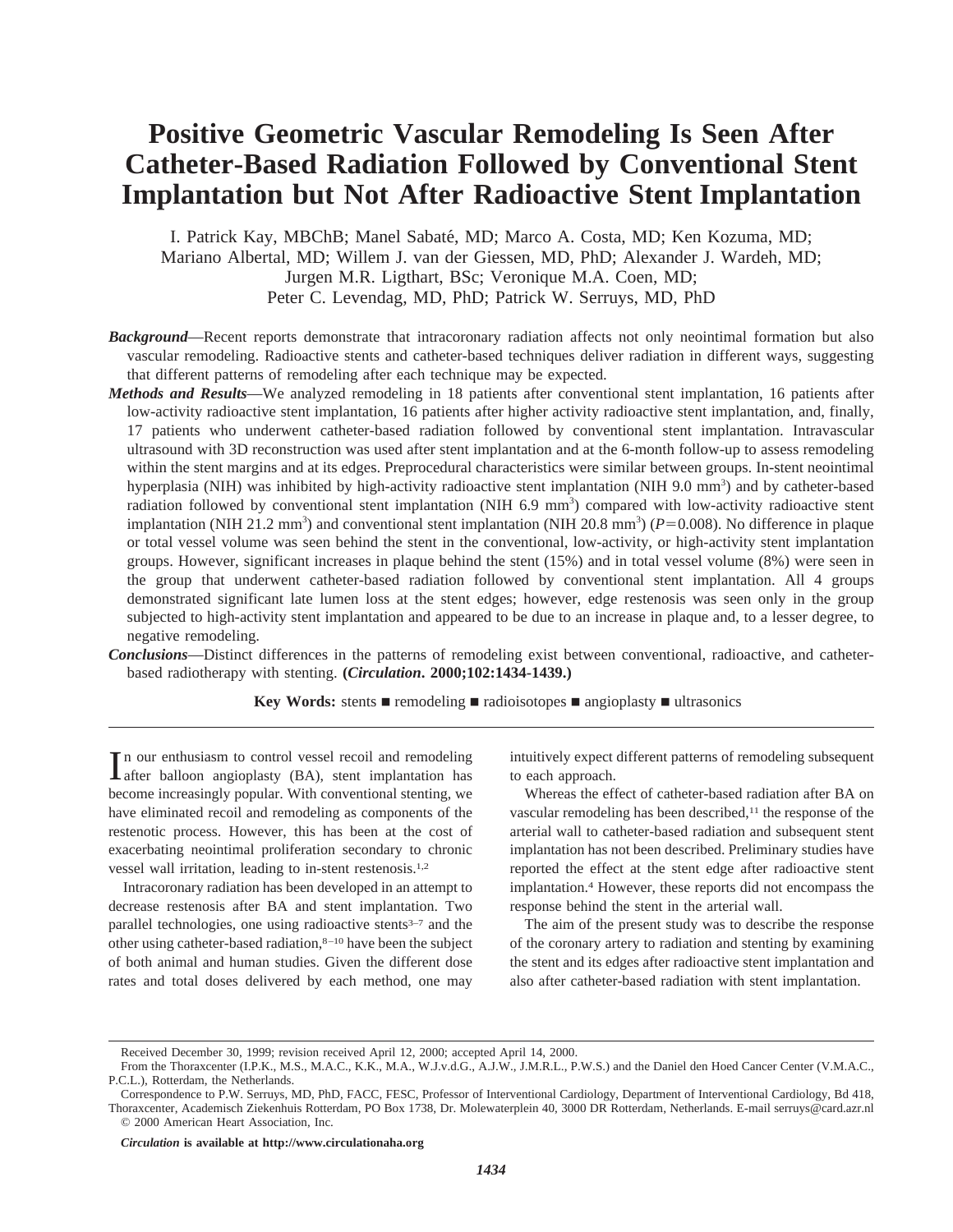# Positive Geometric Vascular Remodeling Is Seen After Catheter-Based Radiation Followed by Conventional Stent Implantation but Not After Radioactive Stent Implantation

I. Patrick Kay, MBChB; Manel Sabaté, MD; Marco A. Costa, MD; Ken Kozuma, MD; Mariano Albertal, MD; Willem J. van der Giessen, MD, PhD; Alexander J. Wardeh, MD; Jurgen M.R. Ligthart, BSc; Veronique M.A. Coen, MD; Peter C. Levendag, MD, PhD; Patrick W. Serruys, MD, PhD

***Background***—Recent reports demonstrate that intracoronary radiation affects not only neointimal formation but also vascular remodeling. Radioactive stents and catheter-based techniques deliver radiation in different ways, suggesting that different patterns of remodeling after each technique may be expected.

***Methods and Results***—We analyzed remodeling in 18 patients after conventional stent implantation, 16 patients after low-activity radioactive stent implantation, 16 patients after higher activity radioactive stent implantation, and, finally, 17 patients who underwent catheter-based radiation followed by conventional stent implantation. Intravascular ultrasound with 3D reconstruction was used after stent implantation and at the 6-month follow-up to assess remodeling within the stent margins and at its edges. Preprocedural characteristics were similar between groups. In-stent neointimal hyperplasia (NIH) was inhibited by high-activity radioactive stent implantation (NIH 9.0 $mm^3$) and by catheter-based radiation followed by conventional stent implantation (NIH 6.9 $mm^3$) compared with low-activity radioactive stent implantation (NIH 21.2 $mm^3$) and conventional stent implantation (NIH 20.8 $mm^3$) ($P=0.008$). No difference in plaque or total vessel volume was seen behind the stent in the conventional, low-activity, or high-activity stent implantation groups. However, significant increases in plaque behind the stent (15%) and in total vessel volume (8%) were seen in the group that underwent catheter-based radiation followed by conventional stent implantation. All 4 groups demonstrated significant late lumen loss at the stent edges; however, edge restenosis was seen only in the group subjected to high-activity stent implantation and appeared to be due to an increase in plaque and, to a lesser degree, to negative remodeling.

***Conclusions***—Distinct differences in the patterns of remodeling exist between conventional, radioactive, and catheter-based radiotherapy with stenting. **(*Circulation*. 2000;102:1434-1439.)**

**Key Words:** stents ■ remodeling ■ radioisotopes ■ angioplasty ■ ultrasonics

In our enthusiasm to control vessel recoil and remodeling after balloon angioplasty (BA), stent implantation has become increasingly popular. With conventional stenting, we have eliminated recoil and remodeling as components of the restenotic process. However, this has been at the cost of exacerbating neointimal proliferation secondary to chronic vessel wall irritation, leading to in-stent restenosis.[1,2]

Intracoronary radiation has been developed in an attempt to decrease restenosis after BA and stent implantation. Two parallel technologies, one using radioactive stents[3–7] and the other using catheter-based radiation,[8–10] have been the subject of both animal and human studies. Given the different dose rates and total doses delivered by each method, one may intuitively expect different patterns of remodeling subsequent to each approach.

Whereas the effect of catheter-based radiation after BA on vascular remodeling has been described,[11] the response of the arterial wall to catheter-based radiation and subsequent stent implantation has not been described. Preliminary studies have reported the effect at the stent edge after radioactive stent implantation.[4] However, these reports did not encompass the response behind the stent in the arterial wall.

The aim of the present study was to describe the response of the coronary artery to radiation and stenting by examining the stent and its edges after radioactive stent implantation and also after catheter-based radiation with stent implantation.

Received December 30, 1999; revision received April 12, 2000; accepted April 14, 2000.

From the Thoraxcenter (I.P.K., M.S., M.A.C., K.K., M.A., W.J.v.d.G., A.J.W., J.M.R.L., P.W.S.) and the Daniel den Hoed Cancer Center (V.M.A.C., P.C.L.), Rotterdam, the Netherlands.

Correspondence to P.W. Serruys, MD, PhD, FACC, FESC, Professor of Interventional Cardiology, Department of Interventional Cardiology, Bd 418, Thoraxcenter, Academisch Ziekenhuis Rotterdam, PO Box 1738, Dr. Molewaterplein 40, 3000 DR Rotterdam, Netherlands. E-mail serruys@card.azr.nl

© 2000 American Heart Association, Inc.

*Circulation* **is available at http://www.circulationaha.org**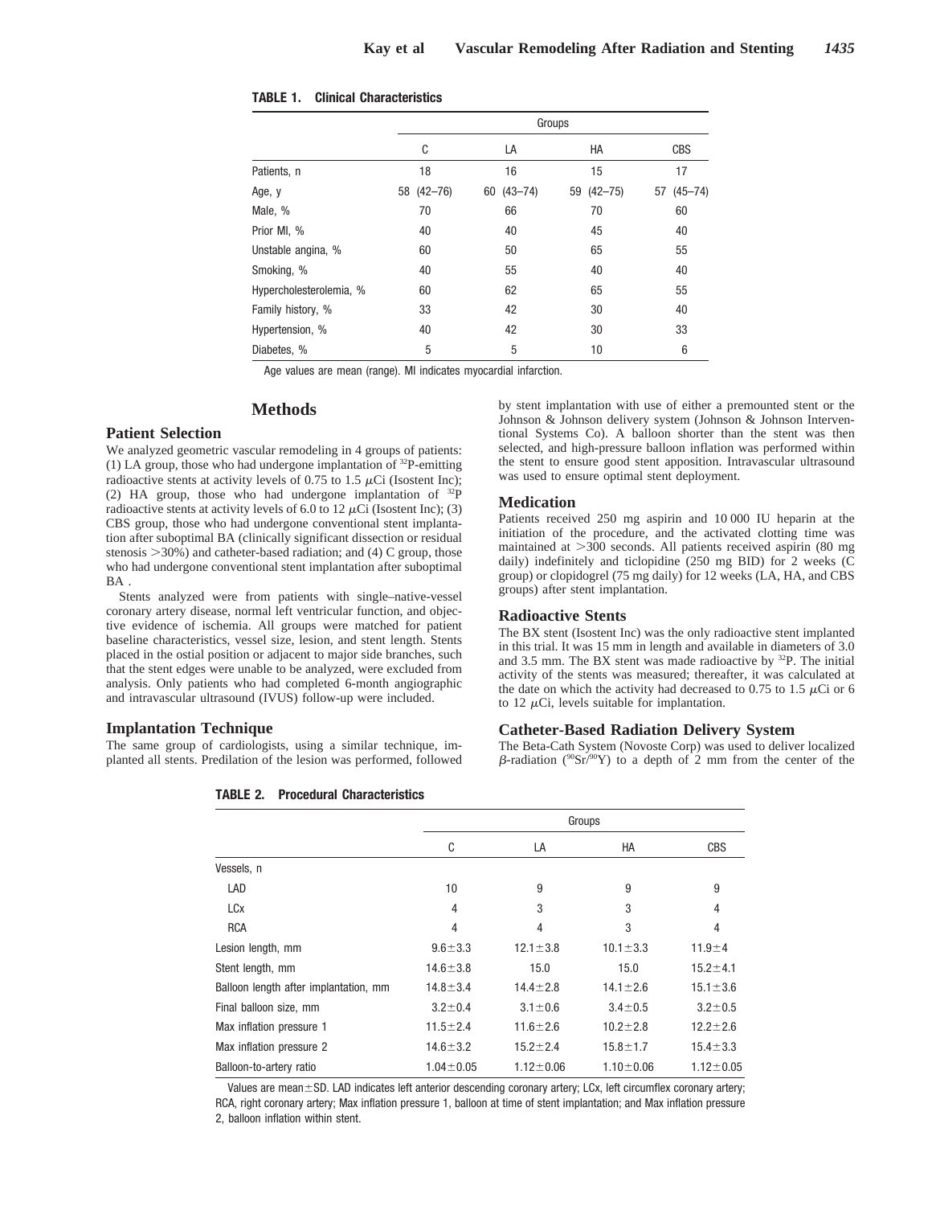**TABLE 1. Clinical Characteristics**

| | Groups | | | |
|---|---|---|---|---|
| | C | LA | HA | CBS |
| Patients, n | 18 | 16 | 15 | 17 |
| Age, y | 58 (42–76) | 60 (43–74) | 59 (42–75) | 57 (45–74) |
| Male, % | 70 | 66 | 70 | 60 |
| Prior MI, % | 40 | 40 | 45 | 40 |
| Unstable angina, % | 60 | 50 | 65 | 55 |
| Smoking, % | 40 | 55 | 40 | 40 |
| Hypercholesterolemia, % | 60 | 62 | 65 | 55 |
| Family history, % | 33 | 42 | 30 | 40 |
| Hypertension, % | 40 | 42 | 30 | 33 |
| Diabetes, % | 5 | 5 | 10 | 6 |

Age values are mean (range). MI indicates myocardial infarction.

## Methods

### Patient Selection

We analyzed geometric vascular remodeling in 4 groups of patients: (1) LA group, those who had undergone implantation of $^{32}$P-emitting radioactive stents at activity levels of 0.75 to 1.5 $\mu$Ci (Isostent Inc); (2) HA group, those who had undergone implantation of $^{32}$P radioactive stents at activity levels of 6.0 to 12 $\mu$Ci (Isostent Inc); (3) CBS group, those who had undergone conventional stent implantation after suboptimal BA (clinically significant dissection or residual stenosis >30%) and catheter-based radiation; and (4) C group, those who had undergone conventional stent implantation after suboptimal BA .

Stents analyzed were from patients with single–native-vessel coronary artery disease, normal left ventricular function, and objective evidence of ischemia. All groups were matched for patient baseline characteristics, vessel size, lesion, and stent length. Stents placed in the ostial position or adjacent to major side branches, such that the stent edges were unable to be analyzed, were excluded from analysis. Only patients who had completed 6-month angiographic and intravascular ultrasound (IVUS) follow-up were included.

### Implantation Technique

The same group of cardiologists, using a similar technique, implanted all stents. Predilation of the lesion was performed, followed by stent implantation with use of either a premounted stent or the Johnson & Johnson delivery system (Johnson & Johnson Interventional Systems Co). A balloon shorter than the stent was then selected, and high-pressure balloon inflation was performed within the stent to ensure good stent apposition. Intravascular ultrasound was used to ensure optimal stent deployment.

### Medication

Patients received 250 mg aspirin and 10 000 IU heparin at the initiation of the procedure, and the activated clotting time was maintained at >300 seconds. All patients received aspirin (80 mg daily) indefinitely and ticlopidine (250 mg BID) for 2 weeks (C group) or clopidogrel (75 mg daily) for 12 weeks (LA, HA, and CBS groups) after stent implantation.

### Radioactive Stents

The BX stent (Isostent Inc) was the only radioactive stent implanted in this trial. It was 15 mm in length and available in diameters of 3.0 and 3.5 mm. The BX stent was made radioactive by $^{32}$P. The initial activity of the stents was measured; thereafter, it was calculated at the date on which the activity had decreased to 0.75 to 1.5 $\mu$Ci or 6 to 12 $\mu$Ci, levels suitable for implantation.

### Catheter-Based Radiation Delivery System

The Beta-Cath System (Novoste Corp) was used to deliver localized $\beta$-radiation ($^{90}$Sr/$^{90}$Y) to a depth of 2 mm from the center of the

**TABLE 2. Procedural Characteristics**

| | Groups | | | |
|---|---|---|---|---|
| | C | LA | HA | CBS |
| Vessels, n | | | | |
| LAD | 10 | 9 | 9 | 9 |
| LCx | 4 | 3 | 3 | 4 |
| RCA | 4 | 4 | 3 | 4 |
| Lesion length, mm | 9.6±3.3 | 12.1±3.8 | 10.1±3.3 | 11.9±4 |
| Stent length, mm | 14.6±3.8 | 15.0 | 15.0 | 15.2±4.1 |
| Balloon length after implantation, mm | 14.8±3.4 | 14.4±2.8 | 14.1±2.6 | 15.1±3.6 |
| Final balloon size, mm | 3.2±0.4 | 3.1±0.6 | 3.4±0.5 | 3.2±0.5 |
| Max inflation pressure 1 | 11.5±2.4 | 11.6±2.6 | 10.2±2.8 | 12.2±2.6 |
| Max inflation pressure 2 | 14.6±3.2 | 15.2±2.4 | 15.8±1.7 | 15.4±3.3 |
| Balloon-to-artery ratio | 1.04±0.05 | 1.12±0.06 | 1.10±0.06 | 1.12±0.05 |

Values are mean±SD. LAD indicates left anterior descending coronary artery; LCx, left circumflex coronary artery; RCA, right coronary artery; Max inflation pressure 1, balloon at time of stent implantation; and Max inflation pressure 2, balloon inflation within stent.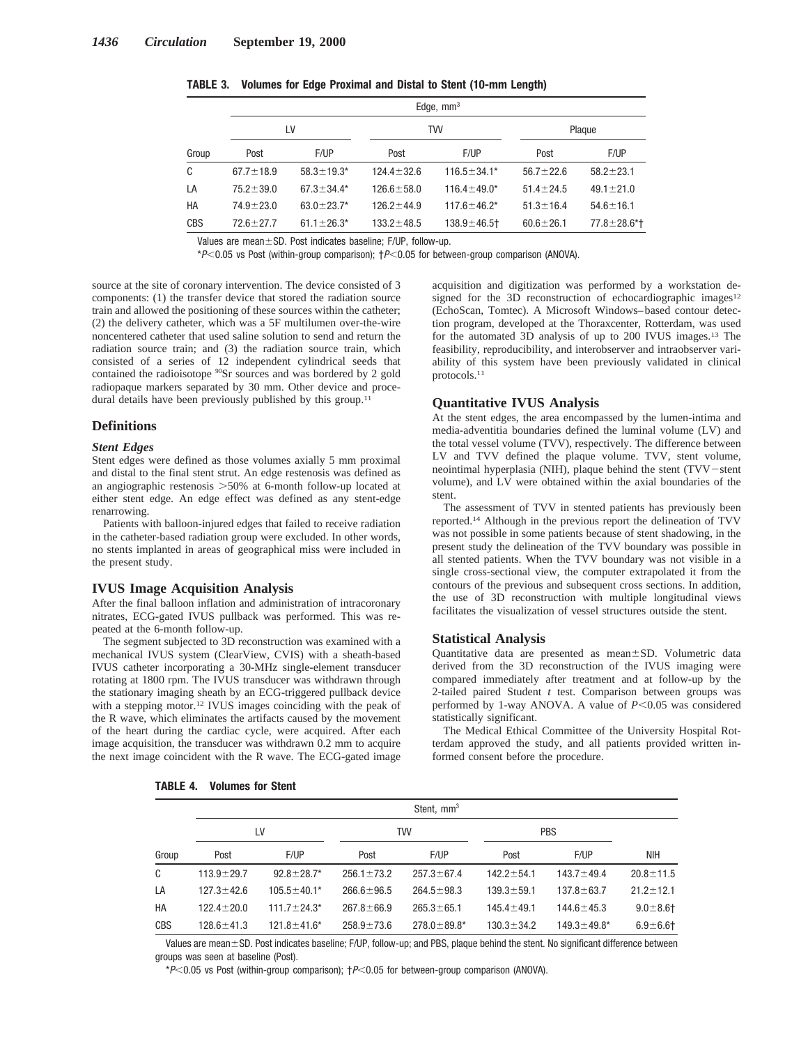**TABLE 3. Volumes for Edge Proximal and Distal to Stent (10-mm Length)**

| | Edge, mm³ | | | | | |
|---|---|---|---|---|---|---|
| | LV | | TVV | | Plaque | |
| Group | Post | F/UP | Post | F/UP | Post | F/UP |
| C | 67.7±18.9 | 58.3±19.3* | 124.4±32.6 | 116.5±34.1* | 56.7±22.6 | 58.2±23.1 |
| LA | 75.2±39.0 | 67.3±34.4* | 126.6±58.0 | 116.4±49.0* | 51.4±24.5 | 49.1±21.0 |
| HA | 74.9±23.0 | 63.0±23.7* | 126.2±44.9 | 117.6±46.2* | 51.3±16.4 | 54.6±16.1 |
| CBS | 72.6±27.7 | 61.1±26.3* | 133.2±48.5 | 138.9±46.5† | 60.6±26.1 | 77.8±28.6*† |

Values are mean±SD. Post indicates baseline; F/UP, follow-up.

*$P<0.05$ vs Post (within-group comparison); †$P<0.05$ for between-group comparison (ANOVA).

source at the site of coronary intervention. The device consisted of 3 components: (1) the transfer device that stored the radiation source train and allowed the positioning of these sources within the catheter; (2) the delivery catheter, which was a 5F multilumen over-the-wire noncentered catheter that used saline solution to send and return the radiation source train; and (3) the radiation source train, which consisted of a series of 12 independent cylindrical seeds that contained the radioisotope $^{90}$Sr sources and was bordered by 2 gold radiopaque markers separated by 30 mm. Other device and procedural details have been previously published by this group.[11]

## Definitions

### *Stent Edges*

Stent edges were defined as those volumes axially 5 mm proximal and distal to the final stent strut. An edge restenosis was defined as an angiographic restenosis >50% at 6-month follow-up located at either stent edge. An edge effect was defined as any stent-edge renarrowing.

Patients with balloon-injured edges that failed to receive radiation in the catheter-based radiation group were excluded. In other words, no stents implanted in areas of geographical miss were included in the present study.

## IVUS Image Acquisition Analysis

After the final balloon inflation and administration of intracoronary nitrates, ECG-gated IVUS pullback was performed. This was repeated at the 6-month follow-up.

The segment subjected to 3D reconstruction was examined with a mechanical IVUS system (ClearView, CVIS) with a sheath-based IVUS catheter incorporating a 30-MHz single-element transducer rotating at 1800 rpm. The IVUS transducer was withdrawn through the stationary imaging sheath by an ECG-triggered pullback device with a stepping motor.[12] IVUS images coinciding with the peak of the R wave, which eliminates the artifacts caused by the movement of the heart during the cardiac cycle, were acquired. After each image acquisition, the transducer was withdrawn 0.2 mm to acquire the next image coincident with the R wave. The ECG-gated image acquisition and digitization was performed by a workstation designed for the 3D reconstruction of echocardiographic images[12] (EchoScan, Tomtec). A Microsoft Windows–based contour detection program, developed at the Thoraxcenter, Rotterdam, was used for the automated 3D analysis of up to 200 IVUS images.[13] The feasibility, reproducibility, and interobserver and intraobserver variability of this system have been previously validated in clinical protocols.[11]

## Quantitative IVUS Analysis

At the stent edges, the area encompassed by the lumen-intima and media-adventitia boundaries defined the luminal volume (LV) and the total vessel volume (TVV), respectively. The difference between LV and TVV defined the plaque volume. TVV, stent volume, neointimal hyperplasia (NIH), plaque behind the stent (TVV−stent volume), and LV were obtained within the axial boundaries of the stent.

The assessment of TVV in stented patients has previously been reported.[14] Although in the previous report the delineation of TVV was not possible in some patients because of stent shadowing, in the present study the delineation of the TVV boundary was possible in all stented patients. When the TVV boundary was not visible in a single cross-sectional view, the computer extrapolated it from the contours of the previous and subsequent cross sections. In addition, the use of 3D reconstruction with multiple longitudinal views facilitates the visualization of vessel structures outside the stent.

## Statistical Analysis

Quantitative data are presented as mean±SD. Volumetric data derived from the 3D reconstruction of the IVUS imaging were compared immediately after treatment and at follow-up by the 2-tailed paired Student *t* test. Comparison between groups was performed by 1-way ANOVA. A value of $P<0.05$ was considered statistically significant.

The Medical Ethical Committee of the University Hospital Rotterdam approved the study, and all patients provided written informed consent before the procedure.

**TABLE 4. Volumes for Stent**

| | Stent, mm³ | | | | | | |
|---|---|---|---|---|---|---|---|
| | LV | | TVV | | PBS | | |
| Group | Post | F/UP | Post | F/UP | Post | F/UP | NIH |
| C | 113.9±29.7 | 92.8±28.7* | 256.1±73.2 | 257.3±67.4 | 142.2±54.1 | 143.7±49.4 | 20.8±11.5 |
| LA | 127.3±42.6 | 105.5±40.1* | 266.6±96.5 | 264.5±98.3 | 139.3±59.1 | 137.8±63.7 | 21.2±12.1 |
| HA | 122.4±20.0 | 111.7±24.3* | 267.8±66.9 | 265.3±65.1 | 145.4±49.1 | 144.6±45.3 | 9.0±8.6† |
| CBS | 128.6±41.3 | 121.8±41.6* | 258.9±73.6 | 278.0±89.8* | 130.3±34.2 | 149.3±49.8* | 6.9±6.6† |

Values are mean±SD. Post indicates baseline; F/UP, follow-up; and PBS, plaque behind the stent. No significant difference between groups was seen at baseline (Post).

*$P<0.05$ vs Post (within-group comparison); †$P<0.05$ for between-group comparison (ANOVA).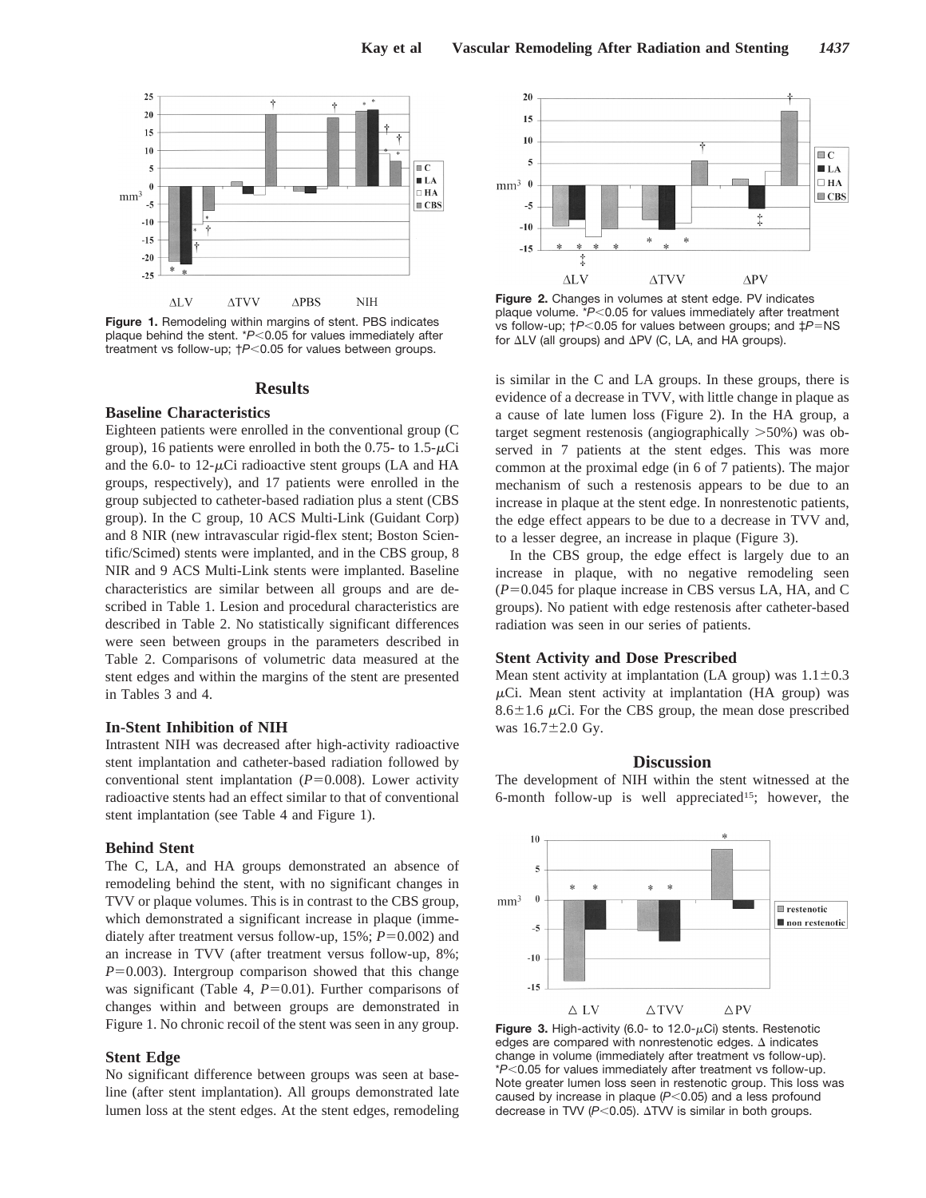**Figure 1.** Remodeling within margins of stent. PBS indicates plaque behind the stent. *$P<0.05$ for values immediately after treatment vs follow-up; †$P<0.05$ for values between groups.

**Figure 2.** Changes in volumes at stent edge. PV indicates plaque volume. *$P<0.05$ for values immediately after treatment vs follow-up; †$P<0.05$ for values between groups; and ‡$P$=NS for ΔLV (all groups) and ΔPV (C, LA, and HA groups).

## Results

### Baseline Characteristics

Eighteen patients were enrolled in the conventional group (C group), 16 patients were enrolled in both the 0.75- to 1.5-μCi and the 6.0- to 12-μCi radioactive stent groups (LA and HA groups, respectively), and 17 patients were enrolled in the group subjected to catheter-based radiation plus a stent (CBS group). In the C group, 10 ACS Multi-Link (Guidant Corp) and 8 NIR (new intravascular rigid-flex stent; Boston Scientific/Scimed) stents were implanted, and in the CBS group, 8 NIR and 9 ACS Multi-Link stents were implanted. Baseline characteristics are similar between all groups and are described in Table 1. Lesion and procedural characteristics are described in Table 2. No statistically significant differences were seen between groups in the parameters described in Table 2. Comparisons of volumetric data measured at the stent edges and within the margins of the stent are presented in Tables 3 and 4.

### In-Stent Inhibition of NIH

Intrastent NIH was decreased after high-activity radioactive stent implantation and catheter-based radiation followed by conventional stent implantation ($P$=0.008). Lower activity radioactive stents had an effect similar to that of conventional stent implantation (see Table 4 and Figure 1).

### Behind Stent

The C, LA, and HA groups demonstrated an absence of remodeling behind the stent, with no significant changes in TVV or plaque volumes. This is in contrast to the CBS group, which demonstrated a significant increase in plaque (immediately after treatment versus follow-up, 15%; $P$=0.002) and an increase in TVV (after treatment versus follow-up, 8%; $P$=0.003). Intergroup comparison showed that this change was significant (Table 4, $P$=0.01). Further comparisons of changes within and between groups are demonstrated in Figure 1. No chronic recoil of the stent was seen in any group.

### Stent Edge

No significant difference between groups was seen at baseline (after stent implantation). All groups demonstrated late lumen loss at the stent edges. At the stent edges, remodeling is similar in the C and LA groups. In these groups, there is evidence of a decrease in TVV, with little change in plaque as a cause of late lumen loss (Figure 2). In the HA group, a target segment restenosis (angiographically >50%) was observed in 7 patients at the stent edges. This was more common at the proximal edge (in 6 of 7 patients). The major mechanism of such a restenosis appears to be due to an increase in plaque at the stent edge. In nonrestenotic patients, the edge effect appears to be due to a decrease in TVV and, to a lesser degree, an increase in plaque (Figure 3).

In the CBS group, the edge effect is largely due to an increase in plaque, with no negative remodeling seen ($P$=0.045 for plaque increase in CBS versus LA, HA, and C groups). No patient with edge restenosis after catheter-based radiation was seen in our series of patients.

### Stent Activity and Dose Prescribed

Mean stent activity at implantation (LA group) was 1.1±0.3 μCi. Mean stent activity at implantation (HA group) was 8.6±1.6 μCi. For the CBS group, the mean dose prescribed was 16.7±2.0 Gy.

## Discussion

The development of NIH within the stent witnessed at the 6-month follow-up is well appreciated[15]; however, the

**Figure 3.** High-activity (6.0- to 12.0-μCi) stents. Restenotic edges are compared with nonrestenotic edges. Δ indicates change in volume (immediately after treatment vs follow-up). *$P<0.05$ for values immediately after treatment vs follow-up. Note greater lumen loss seen in restenotic group. This loss was caused by increase in plaque ($P<0.05$) and a less profound decrease in TVV ($P<0.05$). ΔTVV is similar in both groups.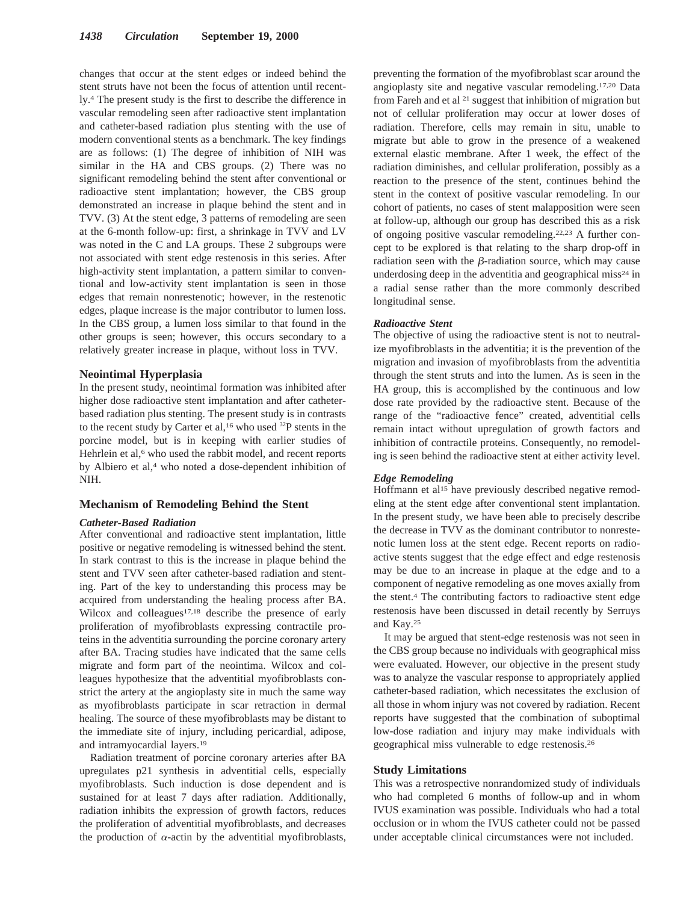changes that occur at the stent edges or indeed behind the stent struts have not been the focus of attention until recently.[4] The present study is the first to describe the difference in vascular remodeling seen after radioactive stent implantation and catheter-based radiation plus stenting with the use of modern conventional stents as a benchmark. The key findings are as follows: (1) The degree of inhibition of NIH was similar in the HA and CBS groups. (2) There was no significant remodeling behind the stent after conventional or radioactive stent implantation; however, the CBS group demonstrated an increase in plaque behind the stent and in TVV. (3) At the stent edge, 3 patterns of remodeling are seen at the 6-month follow-up: first, a shrinkage in TVV and LV was noted in the C and LA groups. These 2 subgroups were not associated with stent edge restenosis in this series. After high-activity stent implantation, a pattern similar to conventional and low-activity stent implantation is seen in those edges that remain nonrestenotic; however, in the restenotic edges, plaque increase is the major contributor to lumen loss. In the CBS group, a lumen loss similar to that found in the other groups is seen; however, this occurs secondary to a relatively greater increase in plaque, without loss in TVV.

## Neointimal Hyperplasia

In the present study, neointimal formation was inhibited after higher dose radioactive stent implantation and after catheter-based radiation plus stenting. The present study is in contrasts to the recent study by Carter et al,[16] who used $^{32}$P stents in the porcine model, but is in keeping with earlier studies of Hehrlein et al,[6] who used the rabbit model, and recent reports by Albiero et al,[4] who noted a dose-dependent inhibition of NIH.

## Mechanism of Remodeling Behind the Stent

### *Catheter-Based Radiation*

After conventional and radioactive stent implantation, little positive or negative remodeling is witnessed behind the stent. In stark contrast to this is the increase in plaque behind the stent and TVV seen after catheter-based radiation and stenting. Part of the key to understanding this process may be acquired from understanding the healing process after BA. Wilcox and colleagues[17,18] describe the presence of early proliferation of myofibroblasts expressing contractile proteins in the adventitia surrounding the porcine coronary artery after BA. Tracing studies have indicated that the same cells migrate and form part of the neointima. Wilcox and colleagues hypothesize that the adventitial myofibroblasts constrict the artery at the angioplasty site in much the same way as myofibroblasts participate in scar retraction in dermal healing. The source of these myofibroblasts may be distant to the immediate site of injury, including pericardial, adipose, and intramyocardial layers.[19]

Radiation treatment of porcine coronary arteries after BA upregulates p21 synthesis in adventitial cells, especially myofibroblasts. Such induction is dose dependent and is sustained for at least 7 days after radiation. Additionally, radiation inhibits the expression of growth factors, reduces the proliferation of adventitial myofibroblasts, and decreases the production of $\alpha$-actin by the adventitial myofibroblasts, preventing the formation of the myofibroblast scar around the angioplasty site and negative vascular remodeling.[17,20] Data from Fareh and et al [21] suggest that inhibition of migration but not of cellular proliferation may occur at lower doses of radiation. Therefore, cells may remain in situ, unable to migrate but able to grow in the presence of a weakened external elastic membrane. After 1 week, the effect of the radiation diminishes, and cellular proliferation, possibly as a reaction to the presence of the stent, continues behind the stent in the context of positive vascular remodeling. In our cohort of patients, no cases of stent malapposition were seen at follow-up, although our group has described this as a risk of ongoing positive vascular remodeling.[22,23] A further concept to be explored is that relating to the sharp drop-off in radiation seen with the $\beta$-radiation source, which may cause underdosing deep in the adventitia and geographical miss[24] in a radial sense rather than the more commonly described longitudinal sense.

### *Radioactive Stent*

The objective of using the radioactive stent is not to neutralize myofibroblasts in the adventitia; it is the prevention of the migration and invasion of myofibroblasts from the adventitia through the stent struts and into the lumen. As is seen in the HA group, this is accomplished by the continuous and low dose rate provided by the radioactive stent. Because of the range of the "radioactive fence" created, adventitial cells remain intact without upregulation of growth factors and inhibition of contractile proteins. Consequently, no remodeling is seen behind the radioactive stent at either activity level.

### *Edge Remodeling*

Hoffmann et al[15] have previously described negative remodeling at the stent edge after conventional stent implantation. In the present study, we have been able to precisely describe the decrease in TVV as the dominant contributor to nonrestenotic lumen loss at the stent edge. Recent reports on radioactive stents suggest that the edge effect and edge restenosis may be due to an increase in plaque at the edge and to a component of negative remodeling as one moves axially from the stent.[4] The contributing factors to radioactive stent edge restenosis have been discussed in detail recently by Serruys and Kay.[25]

It may be argued that stent-edge restenosis was not seen in the CBS group because no individuals with geographical miss were evaluated. However, our objective in the present study was to analyze the vascular response to appropriately applied catheter-based radiation, which necessitates the exclusion of all those in whom injury was not covered by radiation. Recent reports have suggested that the combination of suboptimal low-dose radiation and injury may make individuals with geographical miss vulnerable to edge restenosis.[26]

## Study Limitations

This was a retrospective nonrandomized study of individuals who had completed 6 months of follow-up and in whom IVUS examination was possible. Individuals who had a total occlusion or in whom the IVUS catheter could not be passed under acceptable clinical circumstances were not included.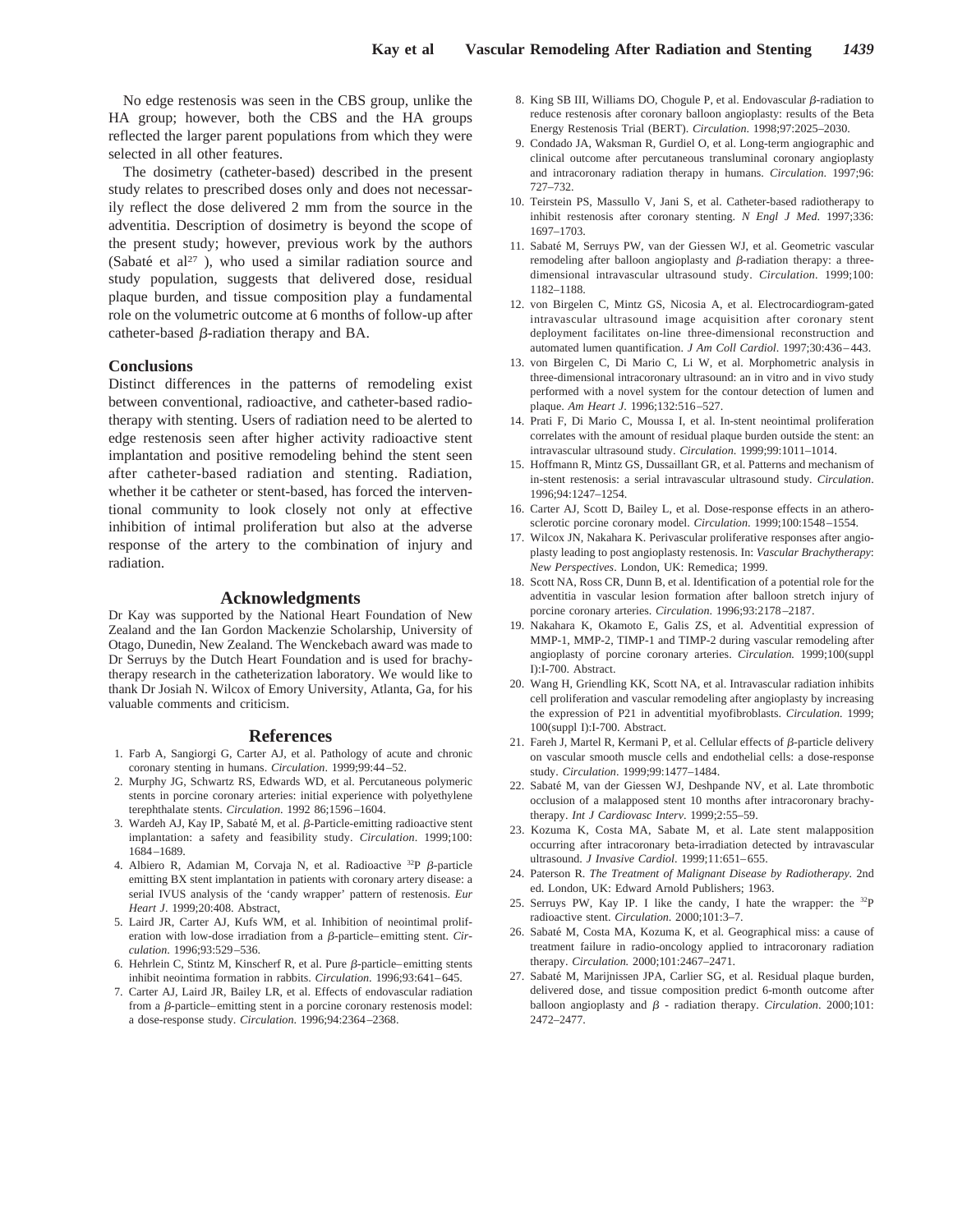No edge restenosis was seen in the CBS group, unlike the HA group; however, both the CBS and the HA groups reflected the larger parent populations from which they were selected in all other features.

The dosimetry (catheter-based) described in the present study relates to prescribed doses only and does not necessarily reflect the dose delivered 2 mm from the source in the adventitia. Description of dosimetry is beyond the scope of the present study; however, previous work by the authors (Sabaté et al[27] ), who used a similar radiation source and study population, suggests that delivered dose, residual plaque burden, and tissue composition play a fundamental role on the volumetric outcome at 6 months of follow-up after catheter-based $\beta$-radiation therapy and BA.

## Conclusions

Distinct differences in the patterns of remodeling exist between conventional, radioactive, and catheter-based radiotherapy with stenting. Users of radiation need to be alerted to edge restenosis seen after higher activity radioactive stent implantation and positive remodeling behind the stent seen after catheter-based radiation and stenting. Radiation, whether it be catheter or stent-based, has forced the interventional community to look closely not only at effective inhibition of intimal proliferation but also at the adverse response of the artery to the combination of injury and radiation.

## Acknowledgments

Dr Kay was supported by the National Heart Foundation of New Zealand and the Ian Gordon Mackenzie Scholarship, University of Otago, Dunedin, New Zealand. The Wenckebach award was made to Dr Serruys by the Dutch Heart Foundation and is used for brachytherapy research in the catheterization laboratory. We would like to thank Dr Josiah N. Wilcox of Emory University, Atlanta, Ga, for his valuable comments and criticism.

## References

1. Farb A, Sangiorgi G, Carter AJ, et al. Pathology of acute and chronic coronary stenting in humans. *Circulation*. 1999;99:44–52.
2. Murphy JG, Schwartz RS, Edwards WD, et al. Percutaneous polymeric stents in porcine coronary arteries: initial experience with polyethylene terephthalate stents. *Circulation*. 1992 86;1596–1604.
3. Wardeh AJ, Kay IP, Sabaté M, et al. $\beta$-Particle-emitting radioactive stent implantation: a safety and feasibility study. *Circulation*. 1999;100: 1684–1689.
4. Albiero R, Adamian M, Corvaja N, et al. Radioactive $^{32}$P $\beta$-particle emitting BX stent implantation in patients with coronary artery disease: a serial IVUS analysis of the 'candy wrapper' pattern of restenosis. *Eur Heart J*. 1999;20:408. Abstract,
5. Laird JR, Carter AJ, Kufs WM, et al. Inhibition of neointimal proliferation with low-dose irradiation from a $\beta$-particle–emitting stent. *Circulation*. 1996;93:529–536.
6. Hehrlein C, Stintz M, Kinscherf R, et al. Pure $\beta$-particle–emitting stents inhibit neointima formation in rabbits. *Circulation*. 1996;93:641–645.
7. Carter AJ, Laird JR, Bailey LR, et al. Effects of endovascular radiation from a $\beta$-particle–emitting stent in a porcine coronary restenosis model: a dose-response study. *Circulation*. 1996;94:2364–2368.
8. King SB III, Williams DO, Chogule P, et al. Endovascular $\beta$-radiation to reduce restenosis after coronary balloon angioplasty: results of the Beta Energy Restenosis Trial (BERT). *Circulation*. 1998;97:2025–2030.
9. Condado JA, Waksman R, Gurdiel O, et al. Long-term angiographic and clinical outcome after percutaneous transluminal coronary angioplasty and intracoronary radiation therapy in humans. *Circulation*. 1997;96: 727–732.
10. Teirstein PS, Massullo V, Jani S, et al. Catheter-based radiotherapy to inhibit restenosis after coronary stenting. *N Engl J Med*. 1997;336: 1697–1703.
11. Sabaté M, Serruys PW, van der Giessen WJ, et al. Geometric vascular remodeling after balloon angioplasty and $\beta$-radiation therapy: a three-dimensional intravascular ultrasound study. *Circulation*. 1999;100: 1182–1188.
12. von Birgelen C, Mintz GS, Nicosia A, et al. Electrocardiogram-gated intravascular ultrasound image acquisition after coronary stent deployment facilitates on-line three-dimensional reconstruction and automated lumen quantification. *J Am Coll Cardiol*. 1997;30:436–443.
13. von Birgelen C, Di Mario C, Li W, et al. Morphometric analysis in three-dimensional intracoronary ultrasound: an in vitro and in vivo study performed with a novel system for the contour detection of lumen and plaque. *Am Heart J*. 1996;132:516–527.
14. Prati F, Di Mario C, Moussa I, et al. In-stent neointimal proliferation correlates with the amount of residual plaque burden outside the stent: an intravascular ultrasound study. *Circulation*. 1999;99:1011–1014.
15. Hoffmann R, Mintz GS, Dussaillant GR, et al. Patterns and mechanism of in-stent restenosis: a serial intravascular ultrasound study. *Circulation*. 1996;94:1247–1254.
16. Carter AJ, Scott D, Bailey L, et al. Dose-response effects in an atherosclerotic porcine coronary model. *Circulation*. 1999;100:1548–1554.
17. Wilcox JN, Nakahara K. Perivascular proliferative responses after angioplasty leading to post angioplasty restenosis. In: *Vascular Brachytherapy: New Perspectives*. London, UK: Remedica; 1999.
18. Scott NA, Ross CR, Dunn B, et al. Identification of a potential role for the adventitia in vascular lesion formation after balloon stretch injury of porcine coronary arteries. *Circulation*. 1996;93:2178–2187.
19. Nakahara K, Okamoto E, Galis ZS, et al. Adventitial expression of MMP-1, MMP-2, TIMP-1 and TIMP-2 during vascular remodeling after angioplasty of porcine coronary arteries. *Circulation*. 1999;100(suppl I):I-700. Abstract.
20. Wang H, Griendling KK, Scott NA, et al. Intravascular radiation inhibits cell proliferation and vascular remodeling after angioplasty by increasing the expression of P21 in adventitial myofibroblasts. *Circulation*. 1999; 100(suppl I):I-700. Abstract.
21. Fareh J, Martel R, Kermani P, et al. Cellular effects of $\beta$-particle delivery on vascular smooth muscle cells and endothelial cells: a dose-response study. *Circulation*. 1999;99:1477–1484.
22. Sabaté M, van der Giessen WJ, Deshpande NV, et al. Late thrombotic occlusion of a malapposed stent 10 months after intracoronary brachytherapy. *Int J Cardiovasc Interv*. 1999;2:55–59.
23. Kozuma K, Costa MA, Sabate M, et al. Late stent malapposition occurring after intracoronary beta-irradiation detected by intravascular ultrasound. *J Invasive Cardiol*. 1999;11:651–655.
24. Paterson R. *The Treatment of Malignant Disease by Radiotherapy*. 2nd ed. London, UK: Edward Arnold Publishers; 1963.
25. Serruys PW, Kay IP. I like the candy, I hate the wrapper: the $^{32}$P radioactive stent. *Circulation*. 2000;101:3–7.
26. Sabaté M, Costa MA, Kozuma K, et al. Geographical miss: a cause of treatment failure in radio-oncology applied to intracoronary radiation therapy. *Circulation*. 2000;101:2467–2471.
27. Sabaté M, Marijnissen JPA, Carlier SG, et al. Residual plaque burden, delivered dose, and tissue composition predict 6-month outcome after balloon angioplasty and $\beta$ - radiation therapy. *Circulation*. 2000;101: 2472–2477.